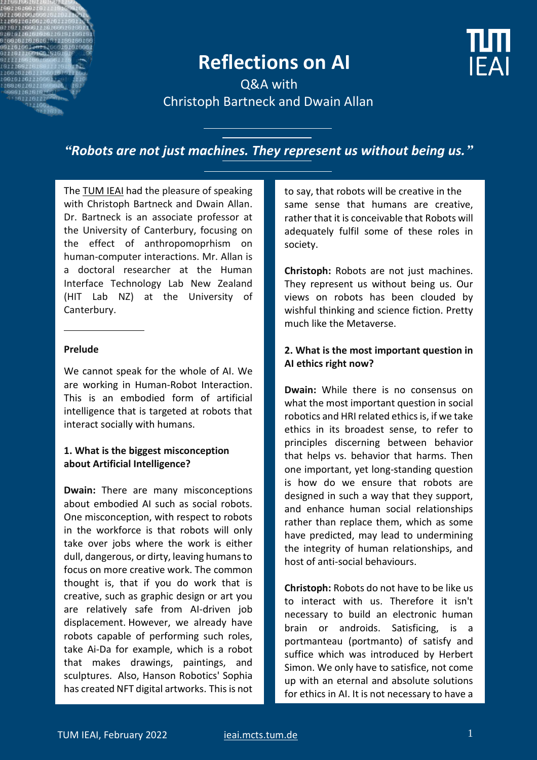# Reflections on AI

Q&A with
Christoph Bartneck and Dwain Allan

*"Robots are not just machines. They represent us without being us."*

The TUM IEAI had the pleasure of speaking with Christoph Bartneck and Dwain Allan. Dr. Bartneck is an associate professor at the University of Canterbury, focusing on the effect of anthropomoprhism on human-computer interactions. Mr. Allan is a doctoral researcher at the Human Interface Technology Lab New Zealand (HIT Lab NZ) at the University of Canterbury.

**Prelude**

We cannot speak for the whole of AI. We are working in Human-Robot Interaction. This is an embodied form of artificial intelligence that is targeted at robots that interact socially with humans.

**1. What is the biggest misconception about Artificial Intelligence?**

**Dwain:** There are many misconceptions about embodied AI such as social robots. One misconception, with respect to robots in the workforce is that robots will only take over jobs where the work is either dull, dangerous, or dirty, leaving humans to focus on more creative work. The common thought is, that if you do work that is creative, such as graphic design or art you are relatively safe from AI-driven job displacement. However, we already have robots capable of performing such roles, take Ai-Da for example, which is a robot that makes drawings, paintings, and sculptures. Also, Hanson Robotics' Sophia has created NFT digital artworks. This is not to say, that robots will be creative in the same sense that humans are creative, rather that it is conceivable that Robots will adequately fulfil some of these roles in society.

**Christoph:** Robots are not just machines. They represent us without being us. Our views on robots has been clouded by wishful thinking and science fiction. Pretty much like the Metaverse.

**2. What is the most important question in AI ethics right now?**

**Dwain:** While there is no consensus on what the most important question in social robotics and HRI related ethics is, if we take ethics in its broadest sense, to refer to principles discerning between behavior that helps vs. behavior that harms. Then one important, yet long-standing question is how do we ensure that robots are designed in such a way that they support, and enhance human social relationships rather than replace them, which as some have predicted, may lead to undermining the integrity of human relationships, and host of anti-social behaviours.

**Christoph:** Robots do not have to be like us to interact with us. Therefore it isn't necessary to build an electronic human brain or androids. Satisficing, is a portmanteau (portmanto) of satisfy and suffice which was introduced by Herbert Simon. We only have to satisfice, not come up with an eternal and absolute solutions for ethics in AI. It is not necessary to have a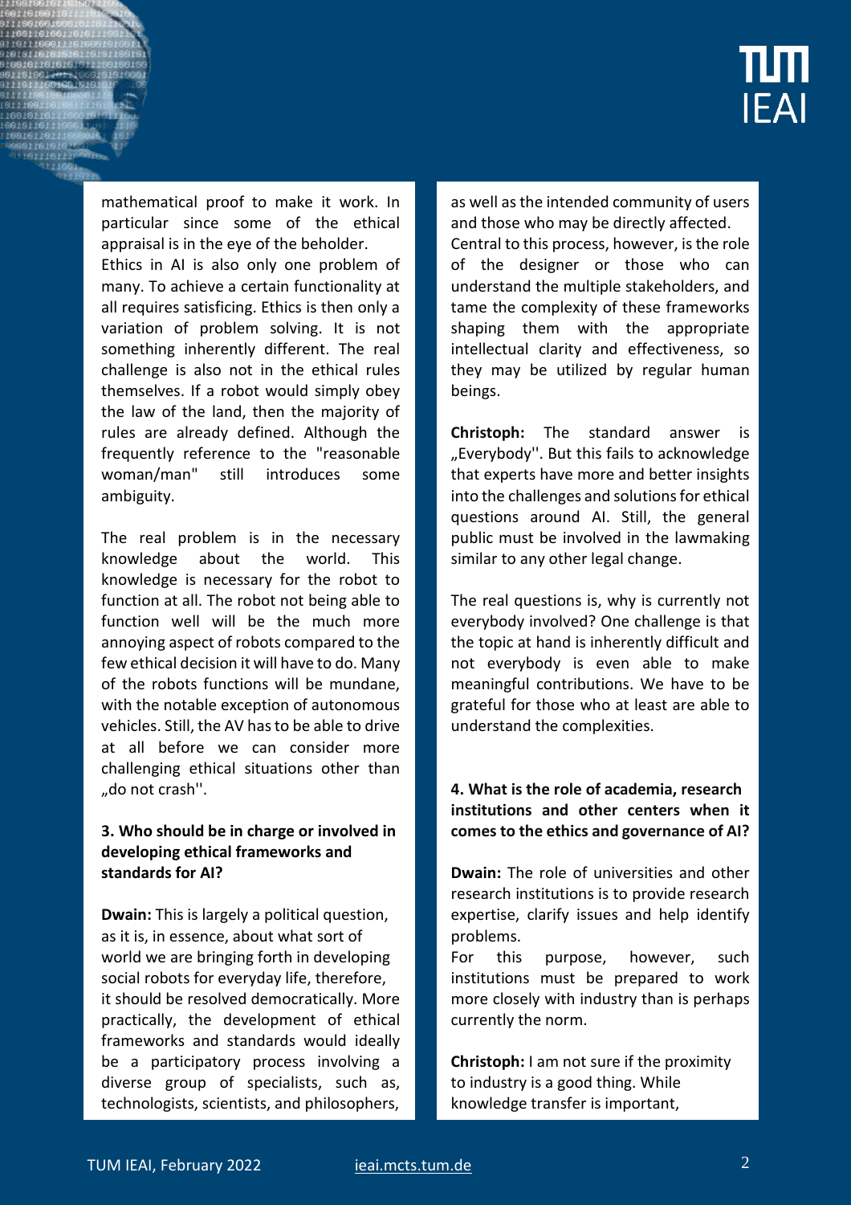mathematical proof to make it work. In particular since some of the ethical appraisal is in the eye of the beholder.

Ethics in AI is also only one problem of many. To achieve a certain functionality at all requires satisficing. Ethics is then only a variation of problem solving. It is not something inherently different. The real challenge is also not in the ethical rules themselves. If a robot would simply obey the law of the land, then the majority of rules are already defined. Although the frequently reference to the "reasonable woman/man" still introduces some ambiguity.

The real problem is in the necessary knowledge about the world. This knowledge is necessary for the robot to function at all. The robot not being able to function well will be the much more annoying aspect of robots compared to the few ethical decision it will have to do. Many of the robots functions will be mundane, with the notable exception of autonomous vehicles. Still, the AV has to be able to drive at all before we can consider more challenging ethical situations other than „do not crash''.

**3. Who should be in charge or involved in developing ethical frameworks and standards for AI?**

**Dwain:** This is largely a political question, as it is, in essence, about what sort of world we are bringing forth in developing social robots for everyday life, therefore, it should be resolved democratically. More practically, the development of ethical frameworks and standards would ideally be a participatory process involving a diverse group of specialists, such as, technologists, scientists, and philosophers, as well as the intended community of users and those who may be directly affected.

Central to this process, however, is the role of the designer or those who can understand the multiple stakeholders, and tame the complexity of these frameworks shaping them with the appropriate intellectual clarity and effectiveness, so they may be utilized by regular human beings.

**Christoph:** The standard answer is „Everybody''. But this fails to acknowledge that experts have more and better insights into the challenges and solutions for ethical questions around AI. Still, the general public must be involved in the lawmaking similar to any other legal change.

The real questions is, why is currently not everybody involved? One challenge is that the topic at hand is inherently difficult and not everybody is even able to make meaningful contributions. We have to be grateful for those who at least are able to understand the complexities.

**4. What is the role of academia, research institutions and other centers when it comes to the ethics and governance of AI?**

**Dwain:** The role of universities and other research institutions is to provide research expertise, clarify issues and help identify problems.

For this purpose, however, such institutions must be prepared to work more closely with industry than is perhaps currently the norm.

**Christoph:** I am not sure if the proximity to industry is a good thing. While knowledge transfer is important,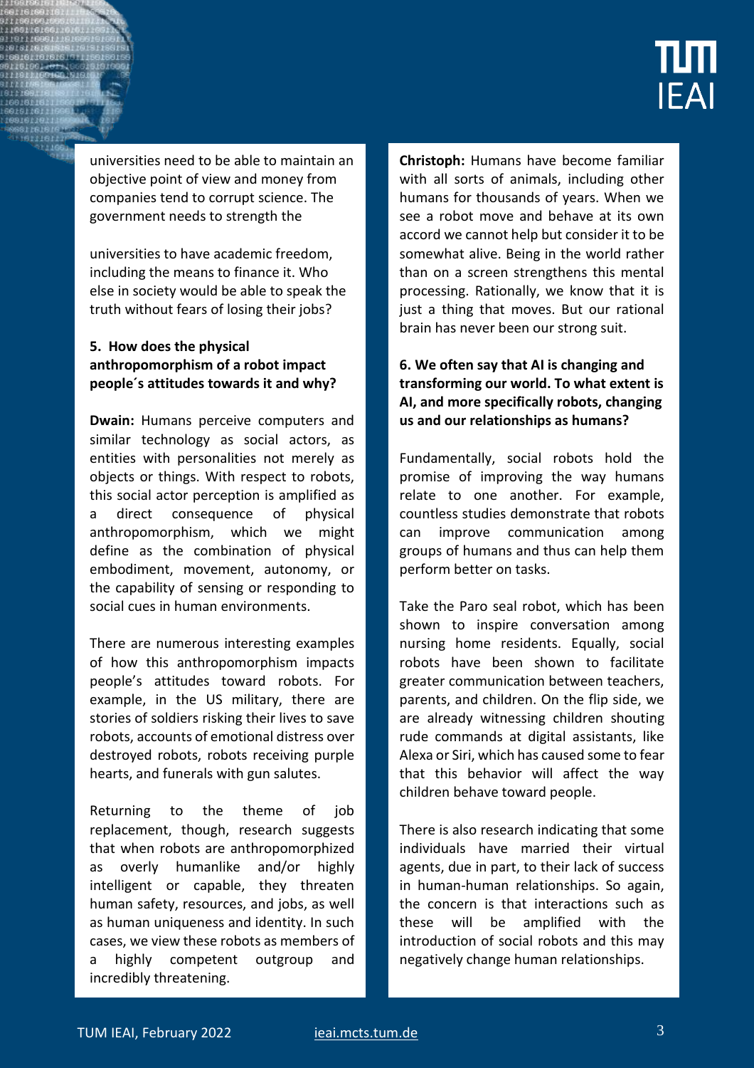universities need to be able to maintain an objective point of view and money from companies tend to corrupt science. The government needs to strength the

universities to have academic freedom, including the means to finance it. Who else in society would be able to speak the truth without fears of losing their jobs?

**5. How does the physical anthropomorphism of a robot impact people´s attitudes towards it and why?**

**Dwain:** Humans perceive computers and similar technology as social actors, as entities with personalities not merely as objects or things. With respect to robots, this social actor perception is amplified as a direct consequence of physical anthropomorphism, which we might define as the combination of physical embodiment, movement, autonomy, or the capability of sensing or responding to social cues in human environments.

There are numerous interesting examples of how this anthropomorphism impacts people's attitudes toward robots. For example, in the US military, there are stories of soldiers risking their lives to save robots, accounts of emotional distress over destroyed robots, robots receiving purple hearts, and funerals with gun salutes.

Returning to the theme of job replacement, though, research suggests that when robots are anthropomorphized as overly humanlike and/or highly intelligent or capable, they threaten human safety, resources, and jobs, as well as human uniqueness and identity. In such cases, we view these robots as members of a highly competent outgroup and incredibly threatening.

**Christoph:** Humans have become familiar with all sorts of animals, including other humans for thousands of years. When we see a robot move and behave at its own accord we cannot help but consider it to be somewhat alive. Being in the world rather than on a screen strengthens this mental processing. Rationally, we know that it is just a thing that moves. But our rational brain has never been our strong suit.

**6. We often say that AI is changing and transforming our world. To what extent is AI, and more specifically robots, changing us and our relationships as humans?**

Fundamentally, social robots hold the promise of improving the way humans relate to one another. For example, countless studies demonstrate that robots can improve communication among groups of humans and thus can help them perform better on tasks.

Take the Paro seal robot, which has been shown to inspire conversation among nursing home residents. Equally, social robots have been shown to facilitate greater communication between teachers, parents, and children. On the flip side, we are already witnessing children shouting rude commands at digital assistants, like Alexa or Siri, which has caused some to fear that this behavior will affect the way children behave toward people.

There is also research indicating that some individuals have married their virtual agents, due in part, to their lack of success in human-human relationships. So again, the concern is that interactions such as these will be amplified with the introduction of social robots and this may negatively change human relationships.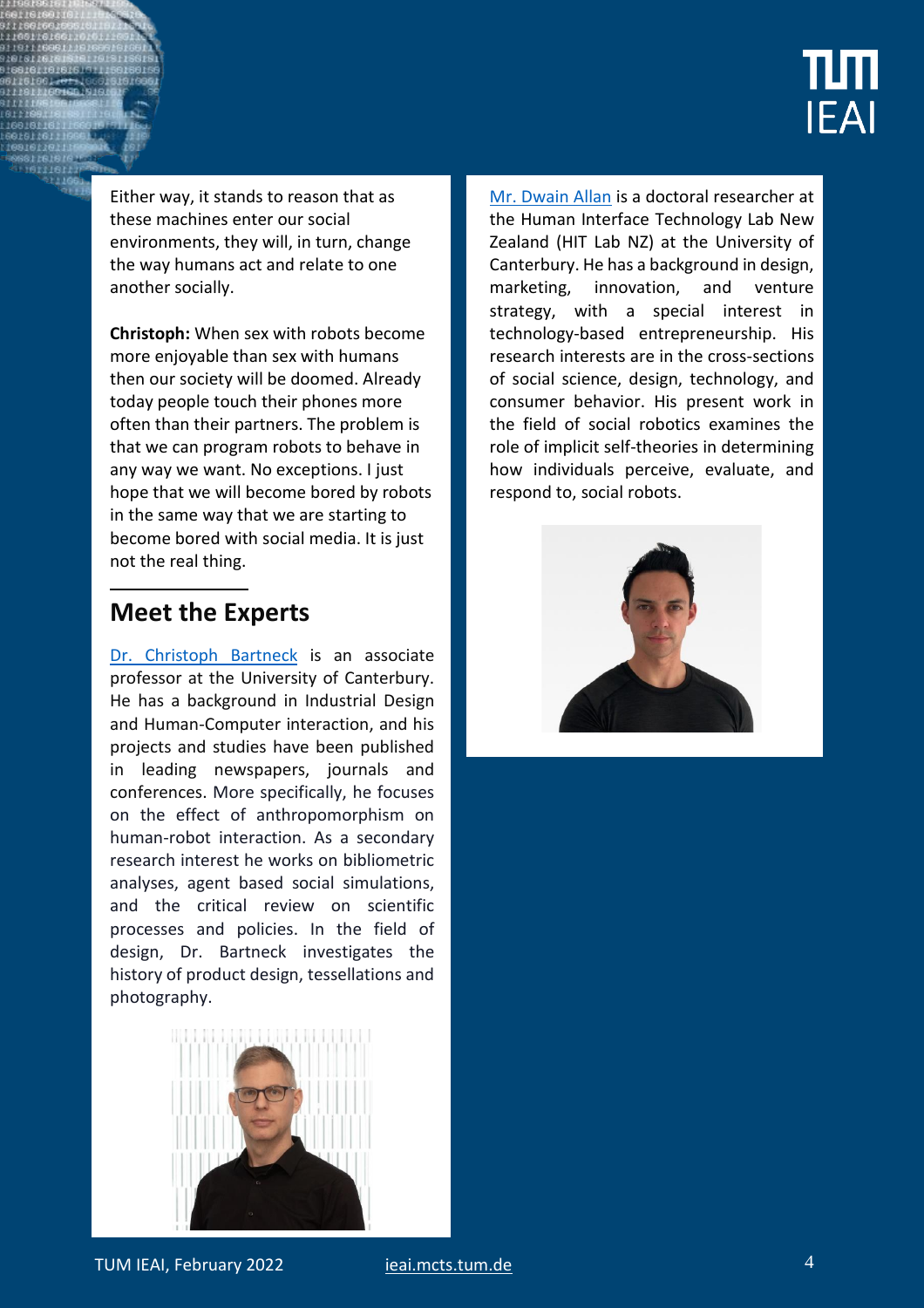Either way, it stands to reason that as these machines enter our social environments, they will, in turn, change the way humans act and relate to one another socially.

**Christoph:** When sex with robots become more enjoyable than sex with humans then our society will be doomed. Already today people touch their phones more often than their partners. The problem is that we can program robots to behave in any way we want. No exceptions. I just hope that we will become bored by robots in the same way that we are starting to become bored with social media. It is just not the real thing.

## Meet the Experts

Dr. Christoph Bartneck is an associate professor at the University of Canterbury. He has a background in Industrial Design and Human-Computer interaction, and his projects and studies have been published in leading newspapers, journals and conferences. More specifically, he focuses on the effect of anthropomorphism on human-robot interaction. As a secondary research interest he works on bibliometric analyses, agent based social simulations, and the critical review on scientific processes and policies. In the field of design, Dr. Bartneck investigates the history of product design, tessellations and photography.

Mr. Dwain Allan is a doctoral researcher at the Human Interface Technology Lab New Zealand (HIT Lab NZ) at the University of Canterbury. He has a background in design, marketing, innovation, and venture strategy, with a special interest in technology-based entrepreneurship. His research interests are in the cross-sections of social science, design, technology, and consumer behavior. His present work in the field of social robotics examines the role of implicit self-theories in determining how individuals perceive, evaluate, and respond to, social robots.